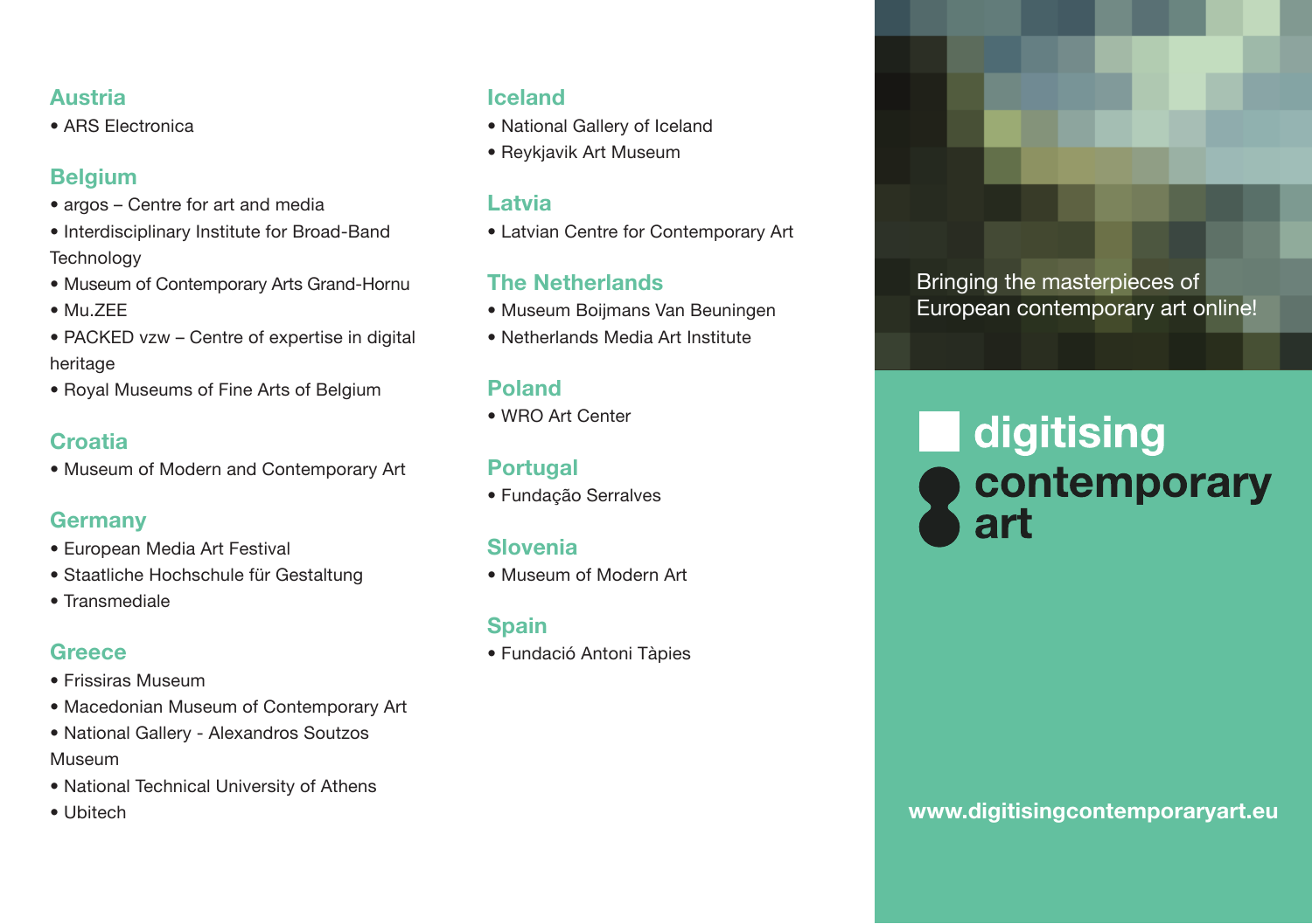## Austria

- ARS Electronica

## Belgium

- argos – Centre for art and media
- Interdisciplinary Institute for Broad-Band Technology
- Museum of Contemporary Arts Grand-Hornu
- Mu.ZEE
- PACKED vzw – Centre of expertise in digital heritage
- Royal Museums of Fine Arts of Belgium

## Croatia

- Museum of Modern and Contemporary Art

## Germany

- European Media Art Festival
- Staatliche Hochschule für Gestaltung
- Transmediale

## Greece

- Frissiras Museum
- Macedonian Museum of Contemporary Art
- National Gallery - Alexandros Soutzos Museum
- National Technical University of Athens
- Ubitech

## Iceland

- National Gallery of Iceland
- Reykjavik Art Museum

## Latvia

- Latvian Centre for Contemporary Art

## The Netherlands

- Museum Boijmans Van Beuningen
- Netherlands Media Art Institute

## Poland

- WRO Art Center

## Portugal

- Fundação Serralves

## Slovenia

- Museum of Modern Art

## Spain

- Fundació Antoni Tàpies

Bringing the masterpieces of European contemporary art online!

# digitising contemporary art

www.digitisingcontemporaryart.eu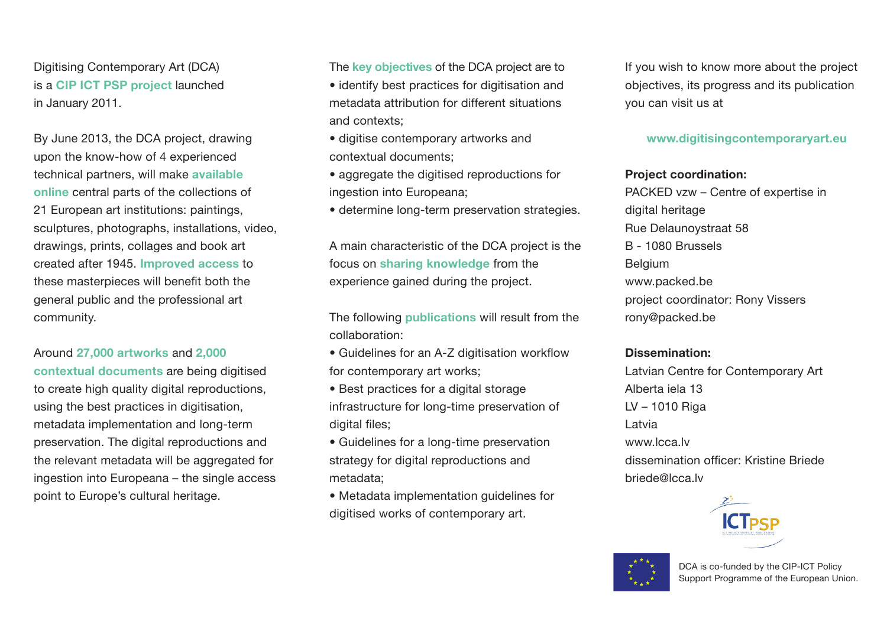Digitising Contemporary Art (DCA) is a **CIP ICT PSP project** launched in January 2011.

By June 2013, the DCA project, drawing upon the know-how of 4 experienced technical partners, will make **available online** central parts of the collections of 21 European art institutions: paintings, sculptures, photographs, installations, video, drawings, prints, collages and book art created after 1945. **Improved access** to these masterpieces will benefit both the general public and the professional art community.

Around **27,000 artworks** and **2,000 contextual documents** are being digitised to create high quality digital reproductions, using the best practices in digitisation, metadata implementation and long-term preservation. The digital reproductions and the relevant metadata will be aggregated for ingestion into Europeana – the single access point to Europe's cultural heritage.

The **key objectives** of the DCA project are to

- identify best practices for digitisation and metadata attribution for different situations and contexts;
- digitise contemporary artworks and contextual documents;
- aggregate the digitised reproductions for ingestion into Europeana;
- determine long-term preservation strategies.

A main characteristic of the DCA project is the focus on **sharing knowledge** from the experience gained during the project.

The following **publications** will result from the collaboration:

- Guidelines for an A-Z digitisation workflow for contemporary art works;
- Best practices for a digital storage infrastructure for long-time preservation of digital files;
- Guidelines for a long-time preservation strategy for digital reproductions and metadata;
- Metadata implementation guidelines for digitised works of contemporary art.

If you wish to know more about the project objectives, its progress and its publication you can visit us at

**www.digitisingcontemporaryart.eu**

**Project coordination:**
PACKED vzw – Centre of expertise in digital heritage
Rue Delaunoystraat 58
B - 1080 Brussels
Belgium
www.packed.be
project coordinator: Rony Vissers
rony@packed.be

**Dissemination:**
Latvian Centre for Contemporary Art
Alberta iela 13
LV – 1010 Riga
Latvia
www.lcca.lv
dissemination officer: Kristine Briede
briede@lcca.lv

ICTPSP
ICT POLICY SUPPORT PROGRAMME

DCA is co-funded by the CIP-ICT Policy Support Programme of the European Union.